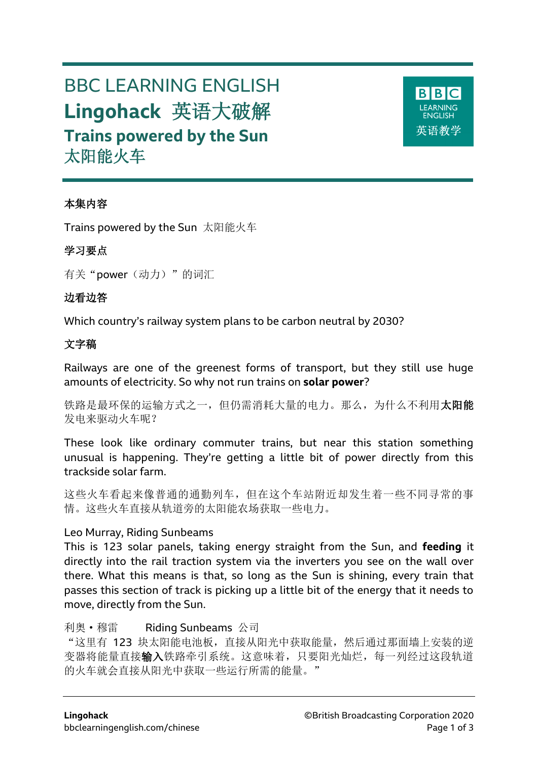# BBC LEARNING ENGLISH

# Lingohack 英语大破解

## Trains powered by the Sun
## 太阳能火车

**本集内容**

Trains powered by the Sun 太阳能火车

**学习要点**

有关“power（动力）”的词汇

**边看边答**

Which country's railway system plans to be carbon neutral by 2030?

**文字稿**

Railways are one of the greenest forms of transport, but they still use huge amounts of electricity. So why not run trains on **solar power**?

铁路是最环保的运输方式之一，但仍需消耗大量的电力。那么，为什么不利用**太阳能**发电来驱动火车呢？

These look like ordinary commuter trains, but near this station something unusual is happening. They're getting a little bit of power directly from this trackside solar farm.

这些火车看起来像普通的通勤列车，但在这个车站附近却发生着一些不同寻常的事情。这些火车直接从轨道旁的太阳能农场获取一些电力。

Leo Murray, Riding Sunbeams
This is 123 solar panels, taking energy straight from the Sun, and **feeding** it directly into the rail traction system via the inverters you see on the wall over there. What this means is that, so long as the Sun is shining, every train that passes this section of track is picking up a little bit of the energy that it needs to move, directly from the Sun.

利奥・穆雷　　Riding Sunbeams 公司
“这里有 123 块太阳能电池板，直接从阳光中获取能量，然后通过那面墙上安装的逆变器将能量直接**输入**铁路牵引系统。这意味着，只要阳光灿烂，每一列经过这段轨道的火车就会直接从阳光中获取一些运行所需的能量。”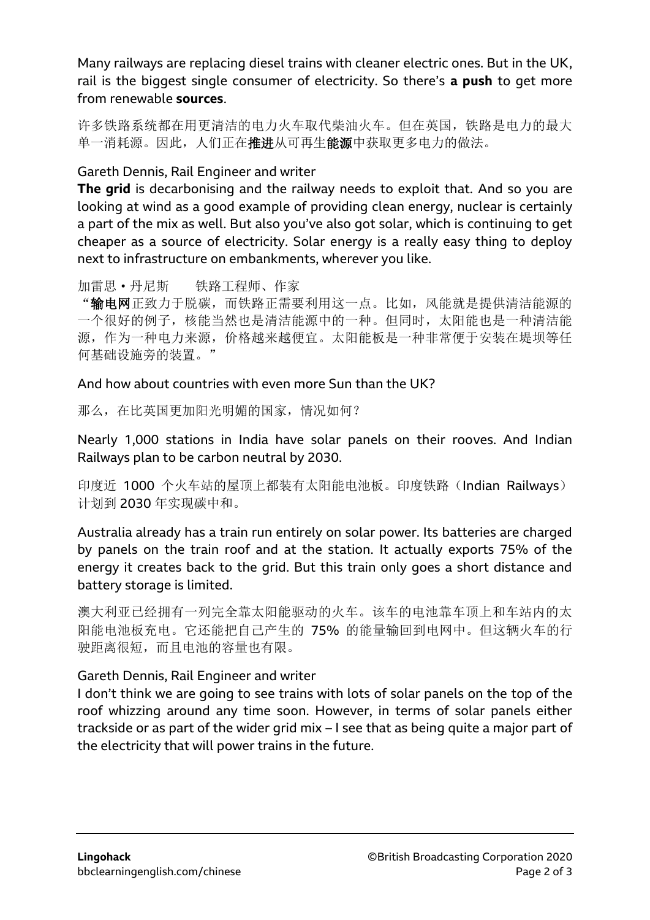Many railways are replacing diesel trains with cleaner electric ones. But in the UK, rail is the biggest single consumer of electricity. So there's **a push** to get more from renewable **sources**.

许多铁路系统都在用更清洁的电力火车取代柴油火车。但在英国，铁路是电力的最大单一消耗源。因此，人们正在**推进**从可再生**能源**中获取更多电力的做法。

Gareth Dennis, Rail Engineer and writer
**The grid** is decarbonising and the railway needs to exploit that. And so you are looking at wind as a good example of providing clean energy, nuclear is certainly a part of the mix as well. But also you've also got solar, which is continuing to get cheaper as a source of electricity. Solar energy is a really easy thing to deploy next to infrastructure on embankments, wherever you like.

加雷思 • 丹尼斯　　铁路工程师、作家
"**输电网**正致力于脱碳，而铁路正需要利用这一点。比如，风能就是提供清洁能源的一个很好的例子，核能当然也是清洁能源中的一种。但同时，太阳能也是一种清洁能源，作为一种电力来源，价格越来越便宜。太阳能板是一种非常便于安装在堤坝等任何基础设施旁的装置。"

And how about countries with even more Sun than the UK?

那么，在比英国更加阳光明媚的国家，情况如何？

Nearly 1,000 stations in India have solar panels on their rooves. And Indian Railways plan to be carbon neutral by 2030.

印度近 1000 个火车站的屋顶上都装有太阳能电池板。印度铁路（Indian Railways）计划到 2030 年实现碳中和。

Australia already has a train run entirely on solar power. Its batteries are charged by panels on the train roof and at the station. It actually exports 75% of the energy it creates back to the grid. But this train only goes a short distance and battery storage is limited.

澳大利亚已经拥有一列完全靠太阳能驱动的火车。该车的电池靠车顶上和车站内的太阳能电池板充电。它还能把自己产生的 75% 的能量输回到电网中。但这辆火车的行驶距离很短，而且电池的容量也有限。

Gareth Dennis, Rail Engineer and writer
I don't think we are going to see trains with lots of solar panels on the top of the roof whizzing around any time soon. However, in terms of solar panels either trackside or as part of the wider grid mix – I see that as being quite a major part of the electricity that will power trains in the future.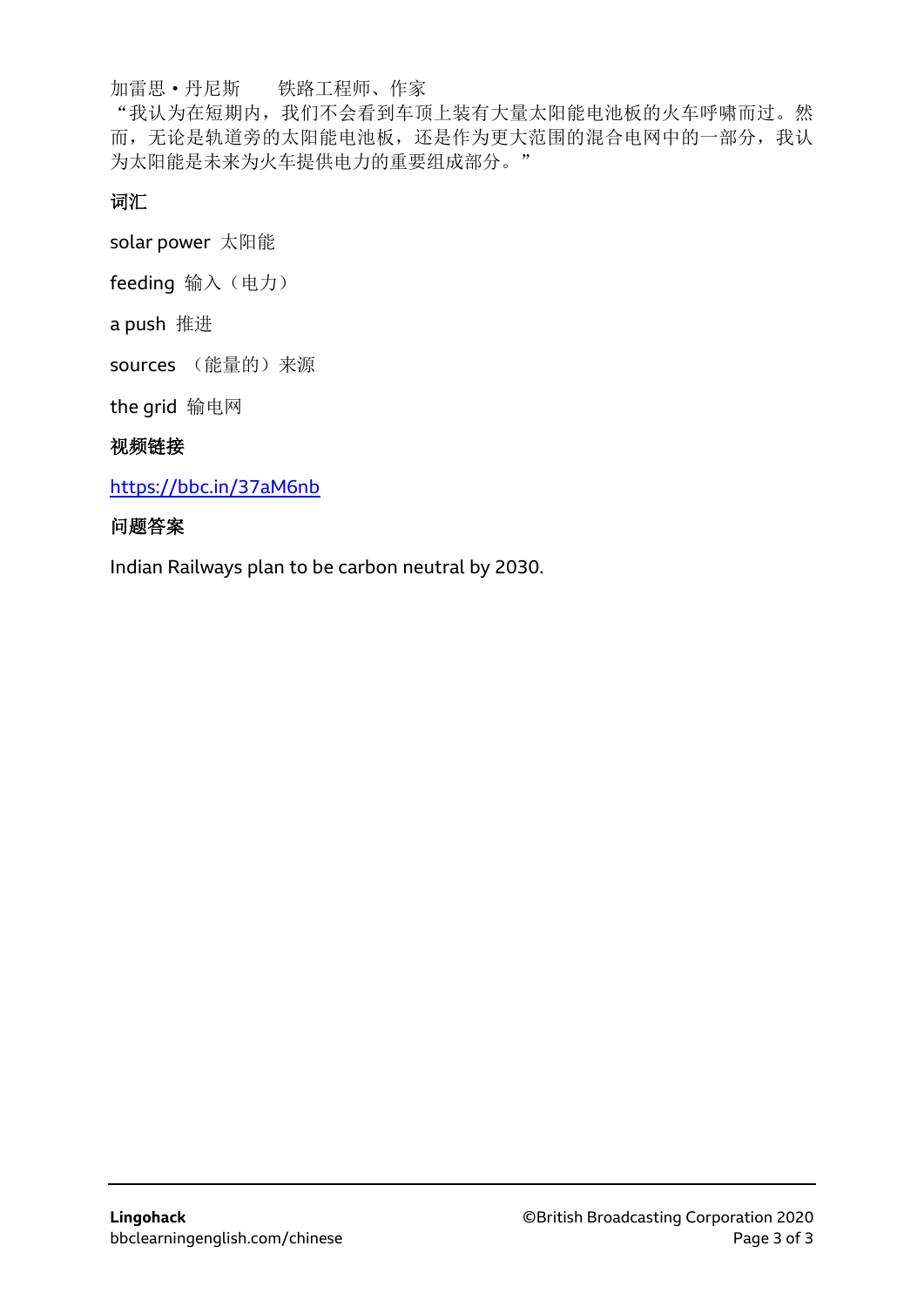加雷思・丹尼斯　　铁路工程师、作家

"我认为在短期内，我们不会看到车顶上装有大量太阳能电池板的火车呼啸而过。然而，无论是轨道旁的太阳能电池板，还是作为更大范围的混合电网中的一部分，我认为太阳能是未来为火车提供电力的重要组成部分。"

**词汇**

solar power 太阳能

feeding 输入（电力）

a push 推进

sources （能量的）来源

the grid 输电网

**视频链接**

[https://bbc.in/37aM6nb](https://bbc.in/37aM6nb)

**问题答案**

Indian Railways plan to be carbon neutral by 2030.

**Lingohack**
bbclearningenglish.com/chinese

©British Broadcasting Corporation 2020